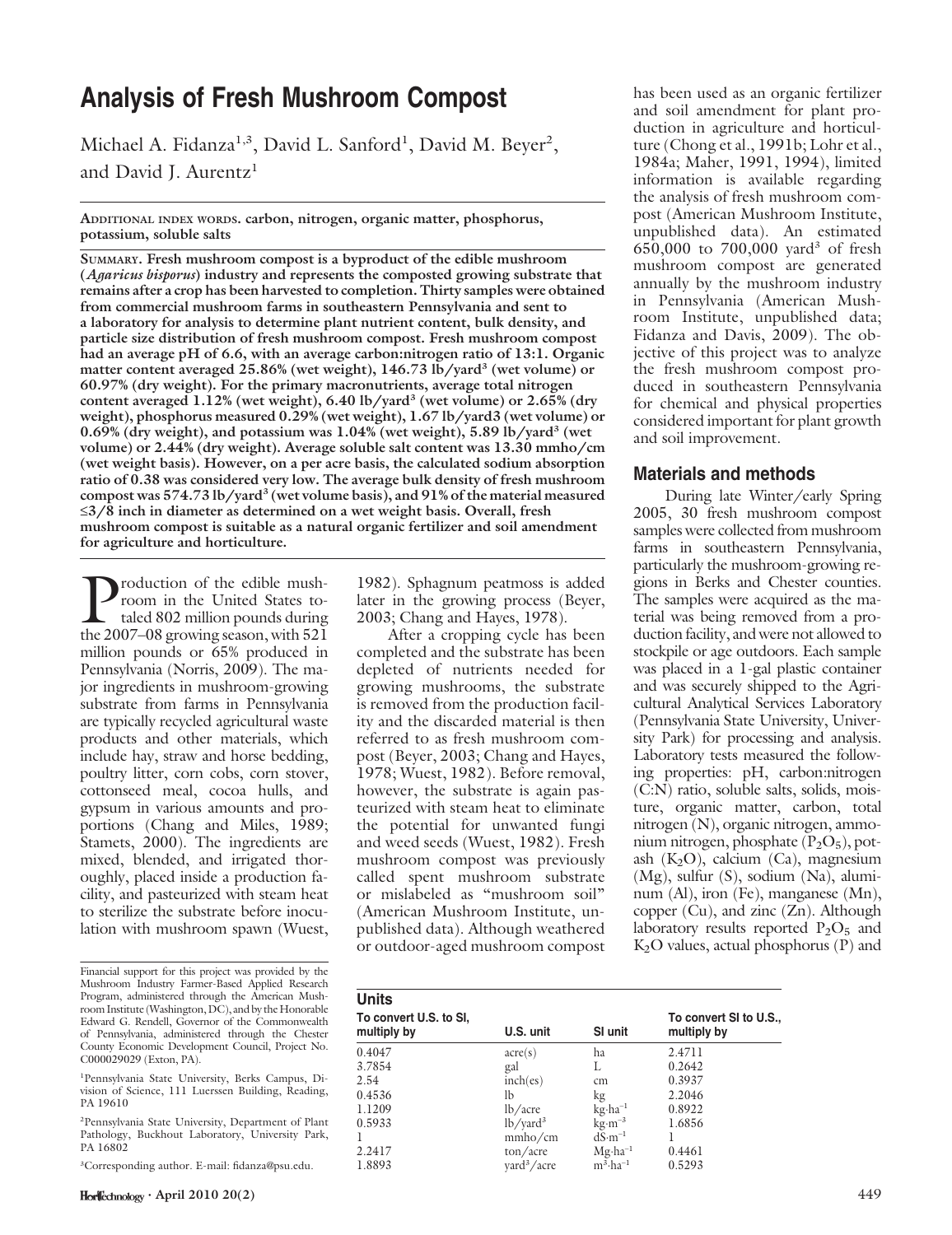# Analysis of Fresh Mushroom Compost

Michael A. Fidanza[1,3], David L. Sanford[1], David M. Beyer[2], and David J. Aurentz[1]

**Additional index words.** carbon, nitrogen, organic matter, phosphorus, potassium, soluble salts

**Summary. Fresh mushroom compost is a byproduct of the edible mushroom (*Agaricus bisporus*) industry and represents the composted growing substrate that remains after a crop has been harvested to completion. Thirty samples were obtained from commercial mushroom farms in southeastern Pennsylvania and sent to a laboratory for analysis to determine plant nutrient content, bulk density, and particle size distribution of fresh mushroom compost. Fresh mushroom compost had an average pH of 6.6, with an average carbon:nitrogen ratio of 13:1. Organic matter content averaged 25.86% (wet weight), 146.73 lb/yard³ (wet volume) or 60.97% (dry weight). For the primary macronutrients, average total nitrogen content averaged 1.12% (wet weight), 6.40 lb/yard³ (wet volume) or 2.65% (dry weight), phosphorus measured 0.29% (wet weight), 1.67 lb/yard3 (wet volume) or 0.69% (dry weight), and potassium was 1.04% (wet weight), 5.89 lb/yard³ (wet volume) or 2.44% (dry weight). Average soluble salt content was 13.30 mmho/cm (wet weight basis). However, on a per acre basis, the calculated sodium absorption ratio of 0.38 was considered very low. The average bulk density of fresh mushroom compost was 574.73 lb/yard³ (wet volume basis), and 91% of the material measured ≤3/8 inch in diameter as determined on a wet weight basis. Overall, fresh mushroom compost is suitable as a natural organic fertilizer and soil amendment for agriculture and horticulture.**

Production of the edible mushroom in the United States totaled 802 million pounds during the 2007–08 growing season, with 521 million pounds or 65% produced in Pennsylvania (Norris, 2009). The major ingredients in mushroom-growing substrate from farms in Pennsylvania are typically recycled agricultural waste products and other materials, which include hay, straw and horse bedding, poultry litter, corn cobs, corn stover, cottonseed meal, cocoa hulls, and gypsum in various amounts and proportions (Chang and Miles, 1989; Stamets, 2000). The ingredients are mixed, blended, and irrigated thoroughly, placed inside a production facility, and pasteurized with steam heat to sterilize the substrate before inoculation with mushroom spawn (Wuest, 1982). Sphagnum peatmoss is added later in the growing process (Beyer, 2003; Chang and Hayes, 1978).

After a cropping cycle has been completed and the substrate has been depleted of nutrients needed for growing mushrooms, the substrate is removed from the production facility and the discarded material is then referred to as fresh mushroom compost (Beyer, 2003; Chang and Hayes, 1978; Wuest, 1982). Before removal, however, the substrate is again pasteurized with steam heat to eliminate the potential for unwanted fungi and weed seeds (Wuest, 1982). Fresh mushroom compost was previously called spent mushroom substrate or mislabeled as "mushroom soil" (American Mushroom Institute, unpublished data). Although weathered or outdoor-aged mushroom compost has been used as an organic fertilizer and soil amendment for plant production in agriculture and horticulture (Chong et al., 1991b; Lohr et al., 1984a; Maher, 1991, 1994), limited information is available regarding the analysis of fresh mushroom compost (American Mushroom Institute, unpublished data). An estimated 650,000 to 700,000 yard³ of fresh mushroom compost are generated annually by the mushroom industry in Pennsylvania (American Mushroom Institute, unpublished data; Fidanza and Davis, 2009). The objective of this project was to analyze the fresh mushroom compost produced in southeastern Pennsylvania for chemical and physical properties considered important for plant growth and soil improvement.

## Materials and methods

During late Winter/early Spring 2005, 30 fresh mushroom compost samples were collected from mushroom farms in southeastern Pennsylvania, particularly the mushroom-growing regions in Berks and Chester counties. The samples were acquired as the material was being removed from a production facility, and were not allowed to stockpile or age outdoors. Each sample was placed in a 1-gal plastic container and was securely shipped to the Agricultural Analytical Services Laboratory (Pennsylvania State University, University Park) for processing and analysis. Laboratory tests measured the following properties: pH, carbon:nitrogen (C:N) ratio, soluble salts, solids, moisture, organic matter, carbon, total nitrogen (N), organic nitrogen, ammonium nitrogen, phosphate ($P_2O_5$), potash ($K_2O$), calcium (Ca), magnesium (Mg), sulfur (S), sodium (Na), aluminum (Al), iron (Fe), manganese (Mn), copper (Cu), and zinc (Zn). Although laboratory results reported $P_2O_5$ and $K_2O$ values, actual phosphorus (P) and

Financial support for this project was provided by the Mushroom Industry Farmer-Based Applied Research Program, administered through the American Mushroom Institute (Washington, DC), and by the Honorable Edward G. Rendell, Governor of the Commonwealth of Pennsylvania, administered through the Chester County Economic Development Council, Project No. C000029029 (Exton, PA).

[1]Pennsylvania State University, Berks Campus, Division of Science, 111 Luerssen Building, Reading, PA 19610

[2]Pennsylvania State University, Department of Plant Pathology, Buckhout Laboratory, University Park, PA 16802

[3]Corresponding author. E-mail: fidanza@psu.edu.

**Units**

| To convert U.S. to SI, multiply by | U.S. unit | SI unit | To convert SI to U.S., multiply by |
|---|---|---|---|
| 0.4047 | acre(s) | ha | 2.4711 |
| 3.7854 | gal | L | 0.2642 |
| 2.54 | inch(es) | cm | 0.3937 |
| 0.4536 | lb | kg | 2.2046 |
| 1.1209 | lb/acre | $kg \cdot ha^{-1}$ | 0.8922 |
| 0.5933 | lb/yard³ | $kg \cdot m^{-3}$ | 1.6856 |
| 1 | mmho/cm | $dS \cdot m^{-1}$ | 1 |
| 2.2417 | ton/acre | $Mg \cdot ha^{-1}$ | 0.4461 |
| 1.8893 | yard³/acre | $m^3 \cdot ha^{-1}$ | 0.5293 |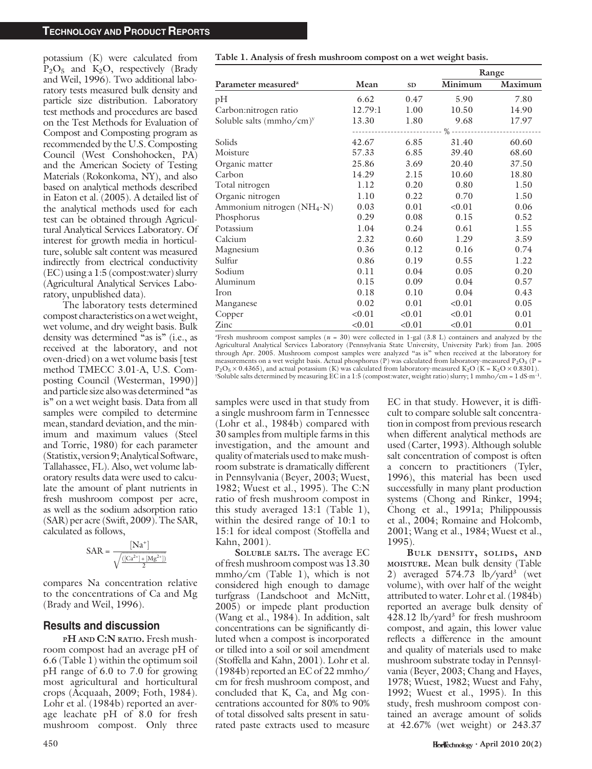potassium (K) were calculated from $P_2O_5$ and $K_2O$, respectively (Brady and Weil, 1996). Two additional laboratory tests measured bulk density and particle size distribution. Laboratory test methods and procedures are based on the Test Methods for Evaluation of Compost and Composting program as recommended by the U.S. Composting Council (West Conshohocken, PA) and the American Society of Testing Materials (Rokonkoma, NY), and also based on analytical methods described in Eaton et al. (2005). A detailed list of the analytical methods used for each test can be obtained through Agricultural Analytical Services Laboratory. Of interest for growth media in horticulture, soluble salt content was measured indirectly from electrical conductivity (EC) using a 1:5 (compost:water) slurry (Agricultural Analytical Services Laboratory, unpublished data).

The laboratory tests determined compost characteristics on a wet weight, wet volume, and dry weight basis. Bulk density was determined "as is" (i.e., as received at the laboratory, and not oven-dried) on a wet volume basis [test method TMECC 3.01-A, U.S. Composting Council (Westerman, 1990)] and particle size also was determined "as is" on a wet weight basis. Data from all samples were compiled to determine mean, standard deviation, and the minimum and maximum values (Steel and Torrie, 1980) for each parameter (Statistix, version 9; Analytical Software, Tallahassee, FL). Also, wet volume laboratory results data were used to calculate the amount of plant nutrients in fresh mushroom compost per acre, as well as the sodium adsorption ratio (SAR) per acre (Swift, 2009). The SAR, calculated as follows,

$$\mathrm{SAR} = \frac{[\mathrm{Na}^+]}{\sqrt{\frac{([\mathrm{Ca}^{2+}] + [\mathrm{Mg}^{2+}])}{2}}}$$

compares Na concentration relative to the concentrations of Ca and Mg (Brady and Weil, 1996).

**Table 1. Analysis of fresh mushroom compost on a wet weight basis.**

| Parameter measured[z] | Mean | SD | Range Minimum | Range Maximum |
|---|---|---|---|---|
| pH | 6.62 | 0.47 | 5.90 | 7.80 |
| Carbon:nitrogen ratio | 12.79:1 | 1.00 | 10.50 | 14.90 |
| Soluble salts (mmho/cm)[y] | 13.30 | 1.80 | 9.68 | 17.97 |
| | | % | | |
| Solids | 42.67 | 6.85 | 31.40 | 60.60 |
| Moisture | 57.33 | 6.85 | 39.40 | 68.60 |
| Organic matter | 25.86 | 3.69 | 20.40 | 37.50 |
| Carbon | 14.29 | 2.15 | 10.60 | 18.80 |
| Total nitrogen | 1.12 | 0.20 | 0.80 | 1.50 |
| Organic nitrogen | 1.10 | 0.22 | 0.70 | 1.50 |
| Ammonium nitrogen ($NH_4$-N) | 0.03 | 0.01 | <0.01 | 0.06 |
| Phosphorus | 0.29 | 0.08 | 0.15 | 0.52 |
| Potassium | 1.04 | 0.24 | 0.61 | 1.55 |
| Calcium | 2.32 | 0.60 | 1.29 | 3.59 |
| Magnesium | 0.36 | 0.12 | 0.16 | 0.74 |
| Sulfur | 0.86 | 0.19 | 0.55 | 1.22 |
| Sodium | 0.11 | 0.04 | 0.05 | 0.20 |
| Aluminum | 0.15 | 0.09 | 0.04 | 0.57 |
| Iron | 0.18 | 0.10 | 0.04 | 0.43 |
| Manganese | 0.02 | 0.01 | <0.01 | 0.05 |
| Copper | <0.01 | <0.01 | <0.01 | 0.01 |
| Zinc | <0.01 | <0.01 | <0.01 | 0.01 |

[z]Fresh mushroom compost samples ($n$ = 30) were collected in 1-gal (3.8 L) containers and analyzed by the Agricultural Analytical Services Laboratory (Pennsylvania State University, University Park) from Jan. 2005 through Apr. 2005. Mushroom compost samples were analyzed "as is" when received at the laboratory for measurements on a wet weight basis. Actual phosphorus (P) was calculated from laboratory-measured $P_2O_5$ (P = $P_2O_5 \times 0.4365$), and actual potassium (K) was calculated from laboratory-measured $K_2O$ (K = $K_2O \times 0.8301$).
[y]Soluble salts determined by measuring EC in a 1:5 (compost:water, weight ratio) slurry; 1 mmho/cm = 1 $dS \cdot m^{-1}$.

## Results and discussion

**pH and C:N ratio.** Fresh mushroom compost had an average pH of 6.6 (Table 1) within the optimum soil pH range of 6.0 to 7.0 for growing most agricultural and horticultural crops (Acquaah, 2009; Foth, 1984). Lohr et al. (1984b) reported an average leachate pH of 8.0 for fresh mushroom compost. Only three samples were used in that study from a single mushroom farm in Tennessee (Lohr et al., 1984b) compared with 30 samples from multiple farms in this investigation, and the amount and quality of materials used to make mushroom substrate is dramatically different in Pennsylvania (Beyer, 2003; Wuest, 1982; Wuest et al., 1995). The C:N ratio of fresh mushroom compost in this study averaged 13:1 (Table 1), within the desired range of 10:1 to 15:1 for ideal compost (Stoffella and Kahn, 2001).

**Soluble salts.** The average EC of fresh mushroom compost was 13.30 mmho/cm (Table 1), which is not considered high enough to damage turfgrass (Landschoot and McNitt, 2005) or impede plant production (Wang et al., 1984). In addition, salt concentrations can be significantly diluted when a compost is incorporated or tilled into a soil or soil amendment (Stoffella and Kahn, 2001). Lohr et al. (1984b) reported an EC of 22 mmho/cm for fresh mushroom compost, and concluded that K, Ca, and Mg concentrations accounted for 80% to 90% of total dissolved salts present in saturated paste extracts used to measure EC in that study. However, it is difficult to compare soluble salt concentration in compost from previous research when different analytical methods are used (Carter, 1993). Although soluble salt concentration of compost is often a concern to practitioners (Tyler, 1996), this material has been used successfully in many plant production systems (Chong and Rinker, 1994; Chong et al., 1991a; Philippoussis et al., 2004; Romaine and Holcomb, 2001; Wang et al., 1984; Wuest et al., 1995).

**Bulk density, solids, and moisture.** Mean bulk density (Table 2) averaged 574.73 lb/yard$^3$ (wet volume), with over half of the weight attributed to water. Lohr et al. (1984b) reported an average bulk density of 428.12 lb/yard$^3$ for fresh mushroom compost, and again, this lower value reflects a difference in the amount and quality of materials used to make mushroom substrate today in Pennsylvania (Beyer, 2003; Chang and Hayes, 1978; Wuest, 1982; Wuest and Fahy, 1992; Wuest et al., 1995). In this study, fresh mushroom compost contained an average amount of solids at 42.67% (wet weight) or 243.37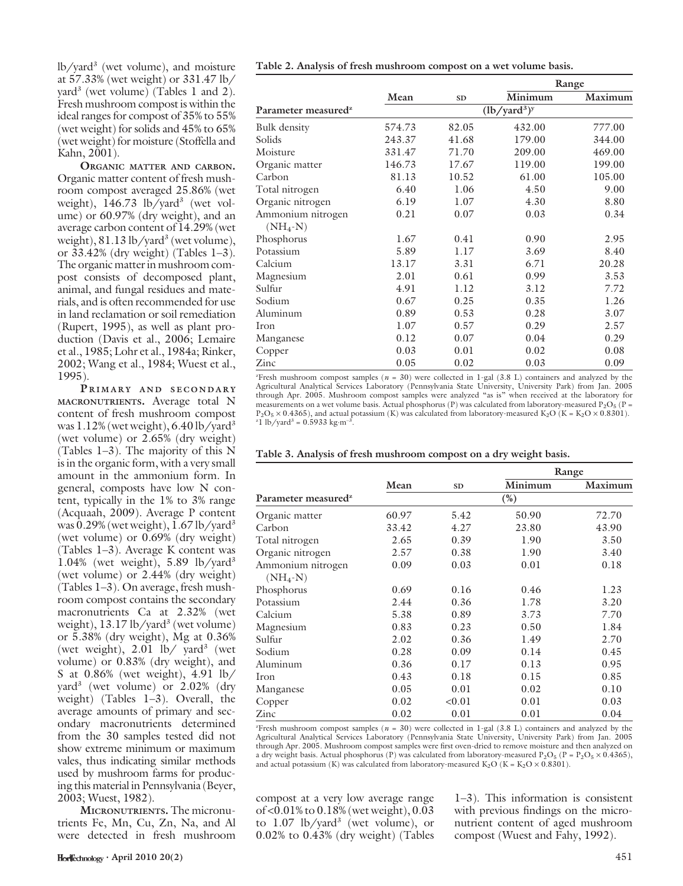lb/yard$^3$ (wet volume), and moisture at 57.33% (wet weight) or 331.47 lb/yard$^3$ (wet volume) (Tables 1 and 2). Fresh mushroom compost is within the ideal ranges for compost of 35% to 55% (wet weight) for solids and 45% to 65% (wet weight) for moisture (Stoffella and Kahn, 2001).

**Organic matter and carbon.** Organic matter content of fresh mushroom compost averaged 25.86% (wet weight), 146.73 lb/yard$^3$ (wet volume) or 60.97% (dry weight), and an average carbon content of 14.29% (wet weight), 81.13 lb/yard$^3$ (wet volume), or 33.42% (dry weight) (Tables 1–3). The organic matter in mushroom compost consists of decomposed plant, animal, and fungal residues and materials, and is often recommended for use in land reclamation or soil remediation (Rupert, 1995), as well as plant production (Davis et al., 2006; Lemaire et al., 1985; Lohr et al., 1984a; Rinker, 2002; Wang et al., 1984; Wuest et al., 1995).

**Primary and secondary macronutrients.** Average total N content of fresh mushroom compost was 1.12% (wet weight), 6.40 lb/yard$^3$ (wet volume) or 2.65% (dry weight) (Tables 1–3). The majority of this N is in the organic form, with a very small amount in the ammonium form. In general, composts have low N content, typically in the 1% to 3% range (Acquaah, 2009). Average P content was 0.29% (wet weight), 1.67 lb/yard$^3$ (wet volume) or 0.69% (dry weight) (Tables 1–3). Average K content was 1.04% (wet weight), 5.89 lb/yard$^3$ (wet volume) or 2.44% (dry weight) (Tables 1–3). On average, fresh mushroom compost contains the secondary macronutrients Ca at 2.32% (wet weight), 13.17 lb/yard$^3$ (wet volume) or 5.38% (dry weight), Mg at 0.36% (wet weight), 2.01 lb/ yard$^3$ (wet volume) or 0.83% (dry weight), and S at 0.86% (wet weight), 4.91 lb/yard$^3$ (wet volume) or 2.02% (dry weight) (Tables 1–3). Overall, the average amounts of primary and secondary macronutrients determined from the 30 samples tested did not show extreme minimum or maximum vales, thus indicating similar methods used by mushroom farms for producing this material in Pennsylvania (Beyer, 2003; Wuest, 1982).

**Micronutrients.** The micronutrients Fe, Mn, Cu, Zn, Na, and Al were detected in fresh mushroom compost at a very low average range of <0.01% to 0.18% (wet weight), 0.03 to 1.07 lb/yard$^3$ (wet volume), or 0.02% to 0.43% (dry weight) (Tables 1–3). This information is consistent with previous findings on the micronutrient content of aged mushroom compost (Wuest and Fahy, 1992).

**Table 2. Analysis of fresh mushroom compost on a wet volume basis.**

| Parameter measured[z] | Mean | SD | Range: Minimum | Range: Maximum |
|---|---|---|---|---|
| | (lb/yard$^3$)[y] | | | |
| Bulk density | 574.73 | 82.05 | 432.00 | 777.00 |
| Solids | 243.37 | 41.68 | 179.00 | 344.00 |
| Moisture | 331.47 | 71.70 | 209.00 | 469.00 |
| Organic matter | 146.73 | 17.67 | 119.00 | 199.00 |
| Carbon | 81.13 | 10.52 | 61.00 | 105.00 |
| Total nitrogen | 6.40 | 1.06 | 4.50 | 9.00 |
| Organic nitrogen | 6.19 | 1.07 | 4.30 | 8.80 |
| Ammonium nitrogen ($NH_4$-N) | 0.21 | 0.07 | 0.03 | 0.34 |
| Phosphorus | 1.67 | 0.41 | 0.90 | 2.95 |
| Potassium | 5.89 | 1.17 | 3.69 | 8.40 |
| Calcium | 13.17 | 3.31 | 6.71 | 20.28 |
| Magnesium | 2.01 | 0.61 | 0.99 | 3.53 |
| Sulfur | 4.91 | 1.12 | 3.12 | 7.72 |
| Sodium | 0.67 | 0.25 | 0.35 | 1.26 |
| Aluminum | 0.89 | 0.53 | 0.28 | 3.07 |
| Iron | 1.07 | 0.57 | 0.29 | 2.57 |
| Manganese | 0.12 | 0.07 | 0.04 | 0.29 |
| Copper | 0.03 | 0.01 | 0.02 | 0.08 |
| Zinc | 0.05 | 0.02 | 0.03 | 0.09 |

[z]Fresh mushroom compost samples ($n$ = 30) were collected in 1-gal (3.8 L) containers and analyzed by the Agricultural Analytical Services Laboratory (Pennsylvania State University, University Park) from Jan. 2005 through Apr. 2005. Mushroom compost samples were analyzed "as is" when received at the laboratory for measurements on a wet volume basis. Actual phosphorus (P) was calculated from laboratory-measured $P_2O_5$ (P = $P_2O_5$ × 0.4365), and actual potassium (K) was calculated from laboratory-measured $K_2O$ (K = $K_2O$ × 0.8301).
[y]1 lb/yard$^3$ = 0.5933 kg·m$^{-3}$.

**Table 3. Analysis of fresh mushroom compost on a dry weight basis.**

| Parameter measured[z] | Mean | SD | Range: Minimum | Range: Maximum |
|---|---|---|---|---|
| | (%) | | | |
| Organic matter | 60.97 | 5.42 | 50.90 | 72.70 |
| Carbon | 33.42 | 4.27 | 23.80 | 43.90 |
| Total nitrogen | 2.65 | 0.39 | 1.90 | 3.50 |
| Organic nitrogen | 2.57 | 0.38 | 1.90 | 3.40 |
| Ammonium nitrogen ($NH_4$-N) | 0.09 | 0.03 | 0.01 | 0.18 |
| Phosphorus | 0.69 | 0.16 | 0.46 | 1.23 |
| Potassium | 2.44 | 0.36 | 1.78 | 3.20 |
| Calcium | 5.38 | 0.89 | 3.73 | 7.70 |
| Magnesium | 0.83 | 0.23 | 0.50 | 1.84 |
| Sulfur | 2.02 | 0.36 | 1.49 | 2.70 |
| Sodium | 0.28 | 0.09 | 0.14 | 0.45 |
| Aluminum | 0.36 | 0.17 | 0.13 | 0.95 |
| Iron | 0.43 | 0.18 | 0.15 | 0.85 |
| Manganese | 0.05 | 0.01 | 0.02 | 0.10 |
| Copper | 0.02 | <0.01 | 0.01 | 0.03 |
| Zinc | 0.02 | 0.01 | 0.01 | 0.04 |

[z]Fresh mushroom compost samples ($n$ = 30) were collected in 1-gal (3.8 L) containers and analyzed by the Agricultural Analytical Services Laboratory (Pennsylvania State University, University Park) from Jan. 2005 through Apr. 2005. Mushroom compost samples were first oven-dried to remove moisture and then analyzed on a dry weight basis. Actual phosphorus (P) was calculated from laboratory-measured $P_2O_5$ (P = $P_2O_5$ × 0.4365), and actual potassium (K) was calculated from laboratory-measured $K_2O$ (K = $K_2O$ × 0.8301).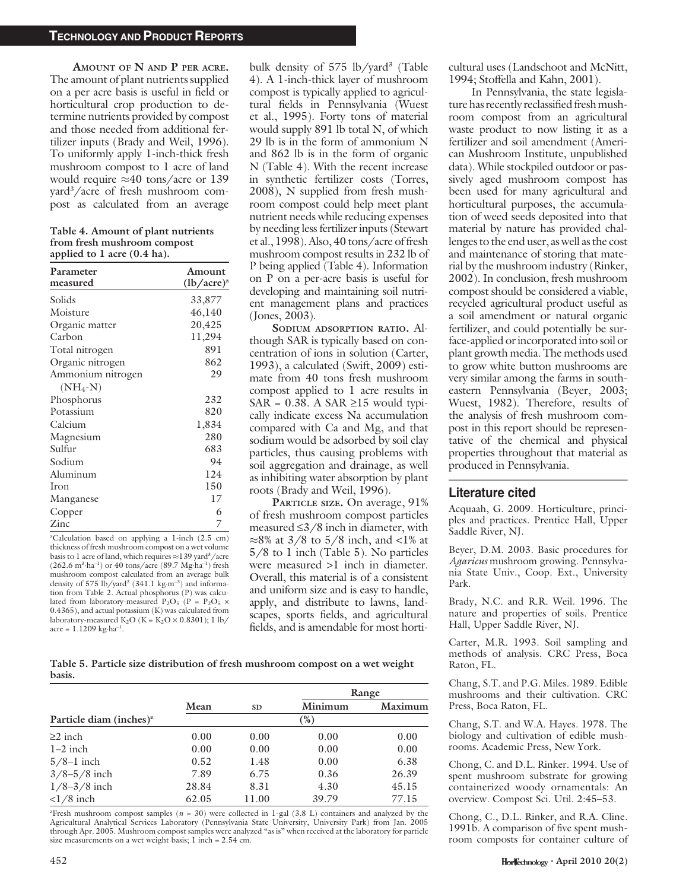**Amount of N and P per acre.** The amount of plant nutrients supplied on a per acre basis is useful in field or horticultural crop production to determine nutrients provided by compost and those needed from additional fertilizer inputs (Brady and Weil, 1996). To uniformly apply 1-inch-thick fresh mushroom compost to 1 acre of land would require ≈40 tons/acre or 139 $yard^3$/acre of fresh mushroom compost as calculated from an average bulk density of 575 lb/$yard^3$ (Table 4). A 1-inch-thick layer of mushroom compost is typically applied to agricultural fields in Pennsylvania (Wuest et al., 1995). Forty tons of material would supply 891 lb total N, of which 29 lb is in the form of ammonium N and 862 lb is in the form of organic N (Table 4). With the recent increase in synthetic fertilizer costs (Torres, 2008), N supplied from fresh mushroom compost could help meet plant nutrient needs while reducing expenses by needing less fertilizer inputs (Stewart et al., 1998). Also, 40 tons/acre of fresh mushroom compost results in 232 lb of P being applied (Table 4). Information on P on a per-acre basis is useful for developing and maintaining soil nutrient management plans and practices (Jones, 2003).

**Table 4. Amount of plant nutrients from fresh mushroom compost applied to 1 acre (0.4 ha).**

| Parameter measured | Amount (lb/acre)[z] |
|---|---|
| Solids | 33,877 |
| Moisture | 46,140 |
| Organic matter | 20,425 |
| Carbon | 11,294 |
| Total nitrogen | 891 |
| Organic nitrogen | 862 |
| Ammonium nitrogen ($NH_4$-N) | 29 |
| Phosphorus | 232 |
| Potassium | 820 |
| Calcium | 1,834 |
| Magnesium | 280 |
| Sulfur | 683 |
| Sodium | 94 |
| Aluminum | 124 |
| Iron | 150 |
| Manganese | 17 |
| Copper | 6 |
| Zinc | 7 |

[z]Calculation based on applying a 1-inch (2.5 cm) thickness of fresh mushroom compost on a wet volume basis to 1 acre of land, which requires ≈139 $yard^3$/acre (262.6 $m^3 \cdot ha^{-1}$) or 40 tons/acre (89.7 $Mg \cdot ha^{-1}$) fresh mushroom compost calculated from an average bulk density of 575 lb/$yard^3$ (341.1 $kg \cdot m^{-3}$) and information from Table 2. Actual phosphorus (P) was calculated from laboratory-measured $P_2O_5$ ($P = P_2O_5 \times 0.4365$), and actual potassium (K) was calculated from laboratory-measured $K_2O$ ($K = K_2O \times 0.8301$); 1 lb/acre = 1.1209 $kg \cdot ha^{-1}$.

**Sodium adsorption ratio.** Although SAR is typically based on concentration of ions in solution (Carter, 1993), a calculated (Swift, 2009) estimate from 40 tons fresh mushroom compost applied to 1 acre results in SAR = 0.38. A SAR ≥15 would typically indicate excess Na accumulation compared with Ca and Mg, and that sodium would be adsorbed by soil clay particles, thus causing problems with soil aggregation and drainage, as well as inhibiting water absorption by plant roots (Brady and Weil, 1996).

**Particle size.** On average, 91% of fresh mushroom compost particles measured ≤3/8 inch in diameter, with ≈8% at 3/8 to 5/8 inch, and <1% at 5/8 to 1 inch (Table 5). No particles were measured >1 inch in diameter. Overall, this material is of a consistent and uniform size and is easy to handle, apply, and distribute to lawns, landscapes, sports fields, and agricultural fields, and is amendable for most horticultural uses (Landschoot and McNitt, 1994; Stoffella and Kahn, 2001).

In Pennsylvania, the state legislature has recently reclassified fresh mushroom compost from an agricultural waste product to now listing it as a fertilizer and soil amendment (American Mushroom Institute, unpublished data). While stockpiled outdoor or passively aged mushroom compost has been used for many agricultural and horticultural purposes, the accumulation of weed seeds deposited into that material by nature has provided challenges to the end user, as well as the cost and maintenance of storing that material by the mushroom industry (Rinker, 2002). In conclusion, fresh mushroom compost should be considered a viable, recycled agricultural product useful as a soil amendment or natural organic fertilizer, and could potentially be surface-applied or incorporated into soil or plant growth media. The methods used to grow white button mushrooms are very similar among the farms in southeastern Pennsylvania (Beyer, 2003; Wuest, 1982). Therefore, results of the analysis of fresh mushroom compost in this report should be representative of the chemical and physical properties throughout that material as produced in Pennsylvania.

**Table 5. Particle size distribution of fresh mushroom compost on a wet weight basis.**

| Particle diam (inches)[z] | Mean | SD | Range Minimum | Range Maximum |
|---|---|---|---|---|
| | (%) | | | |
| ≥2 inch | 0.00 | 0.00 | 0.00 | 0.00 |
| 1–2 inch | 0.00 | 0.00 | 0.00 | 0.00 |
| 5/8–1 inch | 0.52 | 1.48 | 0.00 | 6.38 |
| 3/8–5/8 inch | 7.89 | 6.75 | 0.36 | 26.39 |
| 1/8–3/8 inch | 28.84 | 8.31 | 4.30 | 45.15 |
| <1/8 inch | 62.05 | 11.00 | 39.79 | 77.15 |

[z]Fresh mushroom compost samples ($n$ = 30) were collected in 1-gal (3.8 L) containers and analyzed by the Agricultural Analytical Services Laboratory (Pennsylvania State University, University Park) from Jan. 2005 through Apr. 2005. Mushroom compost samples were analyzed "as is" when received at the laboratory for particle size measurements on a wet weight basis; 1 inch = 2.54 cm.

## Literature cited

Acquaah, G. 2009. Horticulture, principles and practices. Prentice Hall, Upper Saddle River, NJ.

Beyer, D.M. 2003. Basic procedures for *Agaricus* mushroom growing. Pennsylvania State Univ., Coop. Ext., University Park.

Brady, N.C. and R.R. Weil. 1996. The nature and properties of soils. Prentice Hall, Upper Saddle River, NJ.

Carter, M.R. 1993. Soil sampling and methods of analysis. CRC Press, Boca Raton, FL.

Chang, S.T. and P.G. Miles. 1989. Edible mushrooms and their cultivation. CRC Press, Boca Raton, FL.

Chang, S.T. and W.A. Hayes. 1978. The biology and cultivation of edible mushrooms. Academic Press, New York.

Chong, C. and D.L. Rinker. 1994. Use of spent mushroom substrate for growing containerized woody ornamentals: An overview. Compost Sci. Util. 2:45–53.

Chong, C., D.L. Rinker, and R.A. Cline. 1991b. A comparison of five spent mushroom composts for container culture of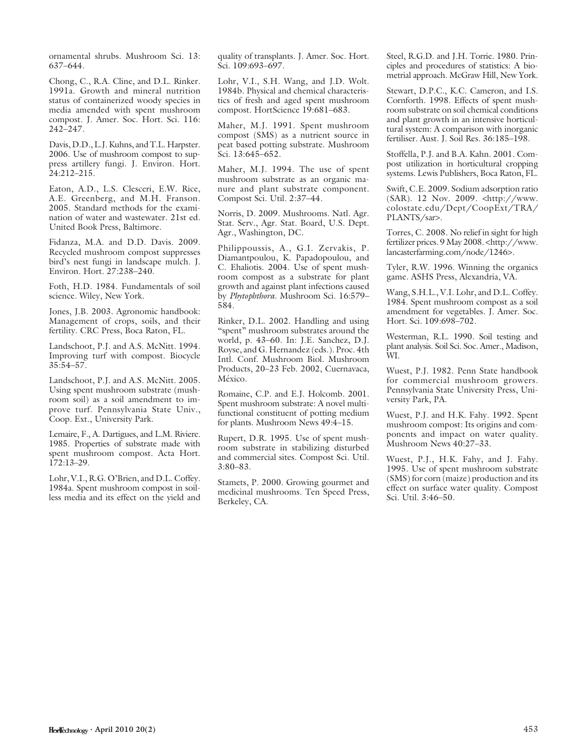ornamental shrubs. Mushroom Sci. 13: 637–644.

Chong, C., R.A. Cline, and D.L. Rinker. 1991a. Growth and mineral nutrition status of containerized woody species in media amended with spent mushroom compost. J. Amer. Soc. Hort. Sci. 116: 242–247.

Davis, D.D., L.J. Kuhns, and T.L. Harpster. 2006. Use of mushroom compost to suppress artillery fungi. J. Environ. Hort. 24:212–215.

Eaton, A.D., L.S. Clesceri, E.W. Rice, A.E. Greenberg, and M.H. Franson. 2005. Standard methods for the examination of water and wastewater. 21st ed. United Book Press, Baltimore.

Fidanza, M.A. and D.D. Davis. 2009. Recycled mushroom compost suppresses bird's nest fungi in landscape mulch. J. Environ. Hort. 27:238–240.

Foth, H.D. 1984. Fundamentals of soil science. Wiley, New York.

Jones, J.B. 2003. Agronomic handbook: Management of crops, soils, and their fertility. CRC Press, Boca Raton, FL.

Landschoot, P.J. and A.S. McNitt. 1994. Improving turf with compost. Biocycle 35:54–57.

Landschoot, P.J. and A.S. McNitt. 2005. Using spent mushroom substrate (mushroom soil) as a soil amendment to improve turf. Pennsylvania State Univ., Coop. Ext., University Park.

Lemaire, F., A. Dartigues, and L.M. Riviere. 1985. Properties of substrate made with spent mushroom compost. Acta Hort. 172:13–29.

Lohr, V.I., R.G. O'Brien, and D.L. Coffey. 1984a. Spent mushroom compost in soilless media and its effect on the yield and quality of transplants. J. Amer. Soc. Hort. Sci. 109:693–697.

Lohr, V.I., S.H. Wang, and J.D. Wolt. 1984b. Physical and chemical characteristics of fresh and aged spent mushroom compost. HortScience 19:681–683.

Maher, M.J. 1991. Spent mushroom compost (SMS) as a nutrient source in peat based potting substrate. Mushroom Sci. 13:645–652.

Maher, M.J. 1994. The use of spent mushroom substrate as an organic manure and plant substrate component. Compost Sci. Util. 2:37–44.

Norris, D. 2009. Mushrooms. Natl. Agr. Stat. Serv., Agr. Stat. Board, U.S. Dept. Agr., Washington, DC.

Philippoussis, A., G.I. Zervakis, P. Diamantpoulou, K. Papadopoulou, and C. Ehaliotis. 2004. Use of spent mushroom compost as a substrate for plant growth and against plant infections caused by *Phytophthora*. Mushroom Sci. 16:579–584.

Rinker, D.L. 2002. Handling and using "spent" mushroom substrates around the world, p. 43–60. In: J.E. Sanchez, D.J. Royse, and G. Hernandez (eds.). Proc. 4th Intl. Conf. Mushroom Biol. Mushroom Products, 20–23 Feb. 2002, Cuernavaca, México.

Romaine, C.P. and E.J. Holcomb. 2001. Spent mushroom substrate: A novel multifunctional constituent of potting medium for plants. Mushroom News 49:4–15.

Rupert, D.R. 1995. Use of spent mushroom substrate in stabilizing disturbed and commercial sites. Compost Sci. Util. 3:80–83.

Stamets, P. 2000. Growing gourmet and medicinal mushrooms. Ten Speed Press, Berkeley, CA.

Steel, R.G.D. and J.H. Torrie. 1980. Principles and procedures of statistics: A biometrial approach. McGraw Hill, New York.

Stewart, D.P.C., K.C. Cameron, and I.S. Cornforth. 1998. Effects of spent mushroom substrate on soil chemical conditions and plant growth in an intensive horticultural system: A comparison with inorganic fertiliser. Aust. J. Soil Res. 36:185–198.

Stoffella, P.J. and B.A. Kahn. 2001. Compost utilization in horticultural cropping systems. Lewis Publishers, Boca Raton, FL.

Swift, C.E. 2009. Sodium adsorption ratio (SAR). 12 Nov. 2009. <http://www.colostate.edu/Dept/CoopExt/TRA/PLANTS/sar>.

Torres, C. 2008. No relief in sight for high fertilizer prices. 9 May 2008. <http://www.lancasterfarming.com/node/1246>.

Tyler, R.W. 1996. Winning the organics game. ASHS Press, Alexandria, VA.

Wang, S.H.L., V.I. Lohr, and D.L. Coffey. 1984. Spent mushroom compost as a soil amendment for vegetables. J. Amer. Soc. Hort. Sci. 109:698–702.

Westerman, R.L. 1990. Soil testing and plant analysis. Soil Sci. Soc. Amer., Madison, WI.

Wuest, P.J. 1982. Penn State handbook for commercial mushroom growers. Pennsylvania State University Press, University Park, PA.

Wuest, P.J. and H.K. Fahy. 1992. Spent mushroom compost: Its origins and components and impact on water quality. Mushroom News 40:27–33.

Wuest, P.J., H.K. Fahy, and J. Fahy. 1995. Use of spent mushroom substrate (SMS) for corn (maize) production and its effect on surface water quality. Compost Sci. Util. 3:46–50.